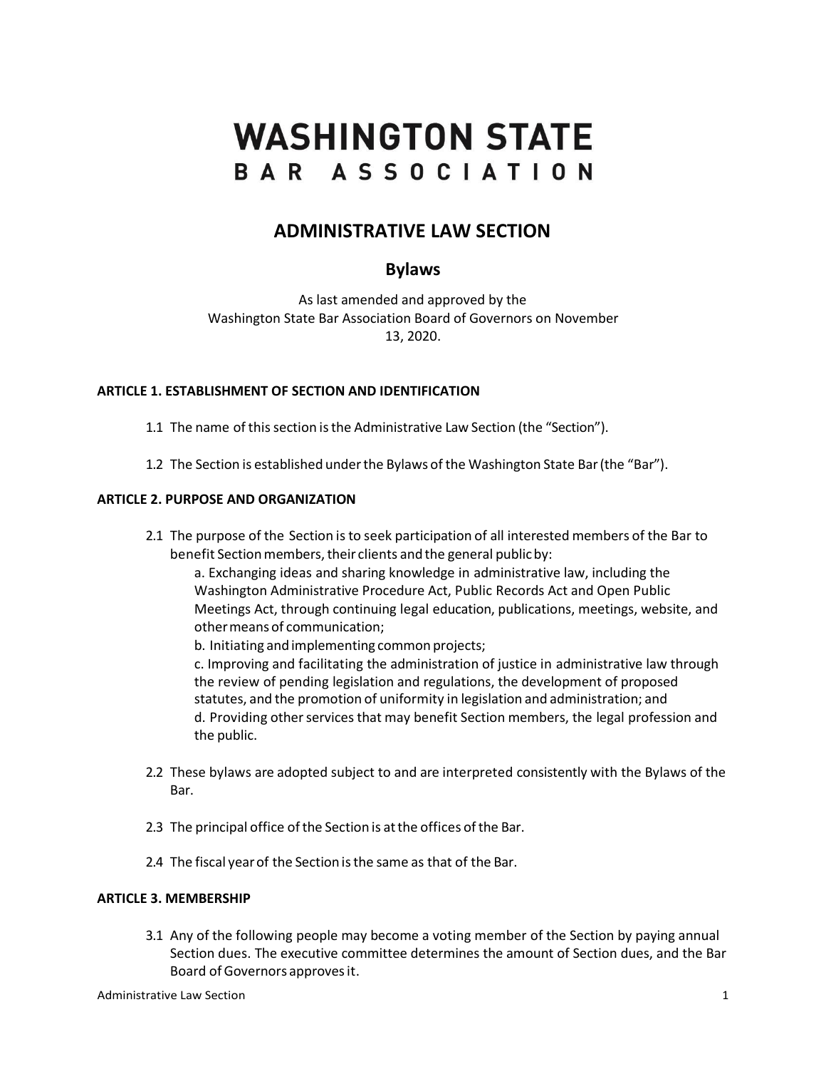# WASHINGTON STATE
# BAR ASSOCIATION

## ADMINISTRATIVE LAW SECTION

### Bylaws

As last amended and approved by the Washington State Bar Association Board of Governors on November 13, 2020.

**ARTICLE 1. ESTABLISHMENT OF SECTION AND IDENTIFICATION**

1.1 The name of this section is the Administrative Law Section (the "Section").

1.2 The Section is established under the Bylaws of the Washington State Bar (the "Bar").

**ARTICLE 2. PURPOSE AND ORGANIZATION**

2.1 The purpose of the Section is to seek participation of all interested members of the Bar to benefit Section members, their clients and the general public by:

a. Exchanging ideas and sharing knowledge in administrative law, including the Washington Administrative Procedure Act, Public Records Act and Open Public Meetings Act, through continuing legal education, publications, meetings, website, and other means of communication;

b. Initiating and implementing common projects;

c. Improving and facilitating the administration of justice in administrative law through the review of pending legislation and regulations, the development of proposed statutes, and the promotion of uniformity in legislation and administration; and

d. Providing other services that may benefit Section members, the legal profession and the public.

2.2 These bylaws are adopted subject to and are interpreted consistently with the Bylaws of the Bar.

2.3 The principal office of the Section is at the offices of the Bar.

2.4 The fiscal year of the Section is the same as that of the Bar.

**ARTICLE 3. MEMBERSHIP**

3.1 Any of the following people may become a voting member of the Section by paying annual Section dues. The executive committee determines the amount of Section dues, and the Bar Board of Governors approves it.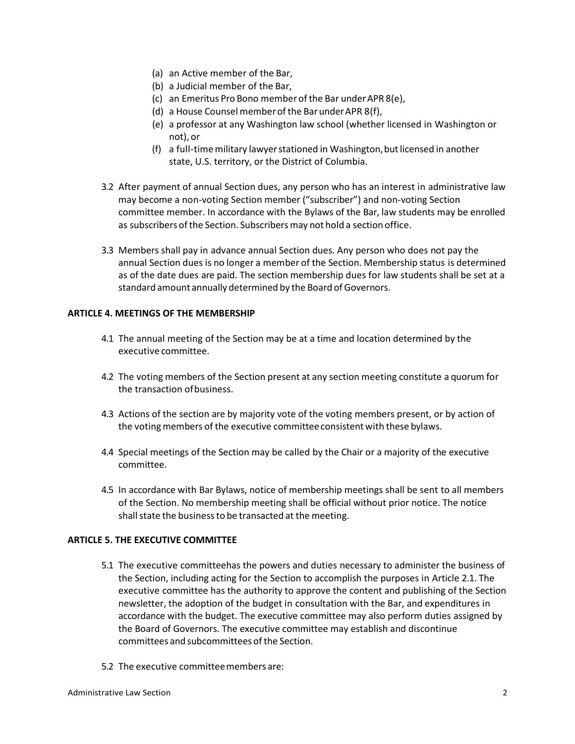(a) an Active member of the Bar,
(b) a Judicial member of the Bar,
(c) an Emeritus Pro Bono member of the Bar under APR 8(e),
(d) a House Counsel member of the Bar under APR 8(f),
(e) a professor at any Washington law school (whether licensed in Washington or not), or
(f) a full-time military lawyer stationed in Washington, but licensed in another state, U.S. territory, or the District of Columbia.

3.2 After payment of annual Section dues, any person who has an interest in administrative law may become a non-voting Section member ("subscriber") and non-voting Section committee member. In accordance with the Bylaws of the Bar, law students may be enrolled as subscribers of the Section. Subscribers may not hold a section office.

3.3 Members shall pay in advance annual Section dues. Any person who does not pay the annual Section dues is no longer a member of the Section. Membership status is determined as of the date dues are paid. The section membership dues for law students shall be set at a standard amount annually determined by the Board of Governors.

**ARTICLE 4. MEETINGS OF THE MEMBERSHIP**

4.1 The annual meeting of the Section may be at a time and location determined by the executive committee.

4.2 The voting members of the Section present at any section meeting constitute a quorum for the transaction of business.

4.3 Actions of the section are by majority vote of the voting members present, or by action of the voting members of the executive committee consistent with these bylaws.

4.4 Special meetings of the Section may be called by the Chair or a majority of the executive committee.

4.5 In accordance with Bar Bylaws, notice of membership meetings shall be sent to all members of the Section. No membership meeting shall be official without prior notice. The notice shall state the business to be transacted at the meeting.

**ARTICLE 5. THE EXECUTIVE COMMITTEE**

5.1 The executive committee has the powers and duties necessary to administer the business of the Section, including acting for the Section to accomplish the purposes in Article 2.1. The executive committee has the authority to approve the content and publishing of the Section newsletter, the adoption of the budget in consultation with the Bar, and expenditures in accordance with the budget. The executive committee may also perform duties assigned by the Board of Governors. The executive committee may establish and discontinue committees and subcommittees of the Section.

5.2 The executive committee members are: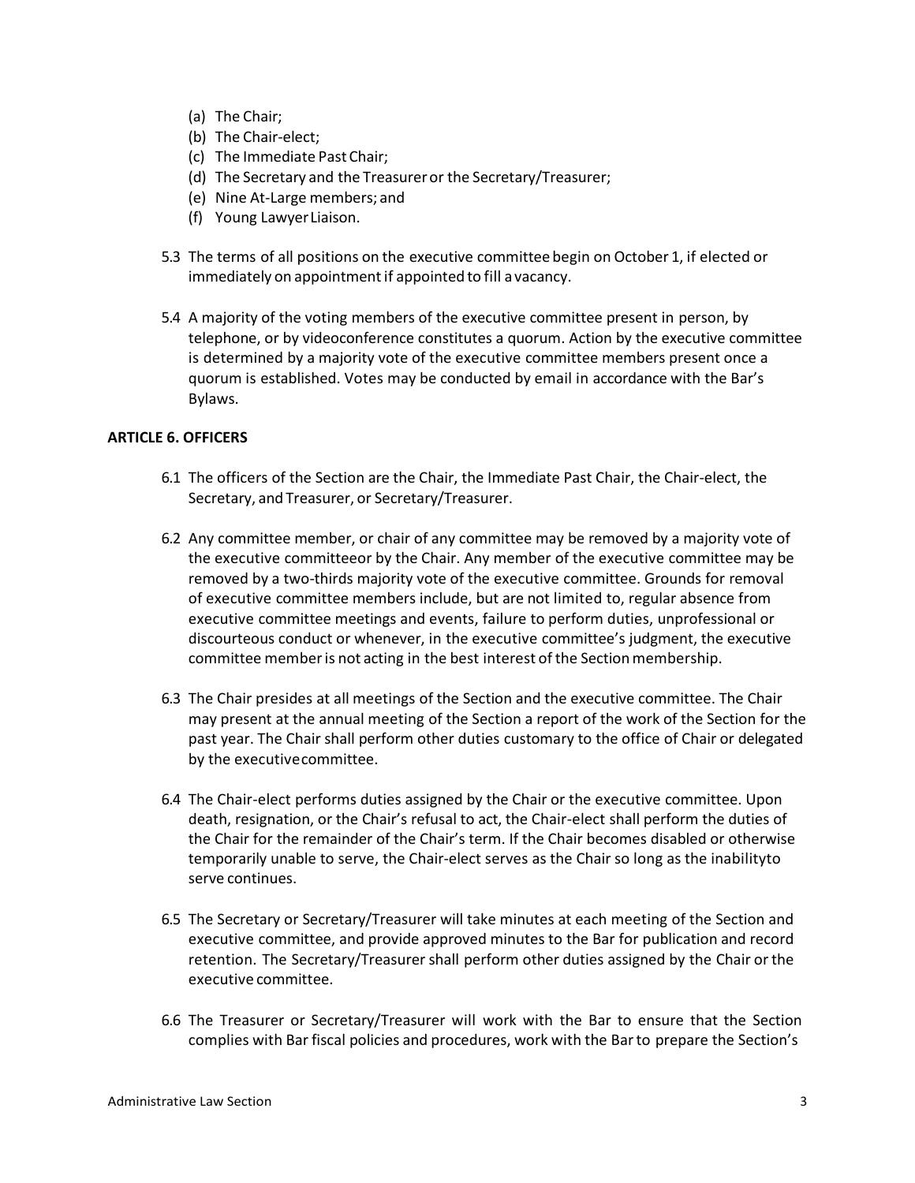(a) The Chair;
(b) The Chair-elect;
(c) The Immediate Past Chair;
(d) The Secretary and the Treasurer or the Secretary/Treasurer;
(e) Nine At-Large members; and
(f) Young Lawyer Liaison.

5.3 The terms of all positions on the executive committee begin on October 1, if elected or immediately on appointment if appointed to fill a vacancy.

5.4 A majority of the voting members of the executive committee present in person, by telephone, or by videoconference constitutes a quorum. Action by the executive committee is determined by a majority vote of the executive committee members present once a quorum is established. Votes may be conducted by email in accordance with the Bar's Bylaws.

**ARTICLE 6. OFFICERS**

6.1 The officers of the Section are the Chair, the Immediate Past Chair, the Chair-elect, the Secretary, and Treasurer, or Secretary/Treasurer.

6.2 Any committee member, or chair of any committee may be removed by a majority vote of the executive committeeor by the Chair. Any member of the executive committee may be removed by a two-thirds majority vote of the executive committee. Grounds for removal of executive committee members include, but are not limited to, regular absence from executive committee meetings and events, failure to perform duties, unprofessional or discourteous conduct or whenever, in the executive committee's judgment, the executive committee member is not acting in the best interest of the Section membership.

6.3 The Chair presides at all meetings of the Section and the executive committee. The Chair may present at the annual meeting of the Section a report of the work of the Section for the past year. The Chair shall perform other duties customary to the office of Chair or delegated by the executivecommittee.

6.4 The Chair-elect performs duties assigned by the Chair or the executive committee. Upon death, resignation, or the Chair's refusal to act, the Chair-elect shall perform the duties of the Chair for the remainder of the Chair's term. If the Chair becomes disabled or otherwise temporarily unable to serve, the Chair-elect serves as the Chair so long as the inabilityto serve continues.

6.5 The Secretary or Secretary/Treasurer will take minutes at each meeting of the Section and executive committee, and provide approved minutes to the Bar for publication and record retention. The Secretary/Treasurer shall perform other duties assigned by the Chair or the executive committee.

6.6 The Treasurer or Secretary/Treasurer will work with the Bar to ensure that the Section complies with Bar fiscal policies and procedures, work with the Bar to prepare the Section's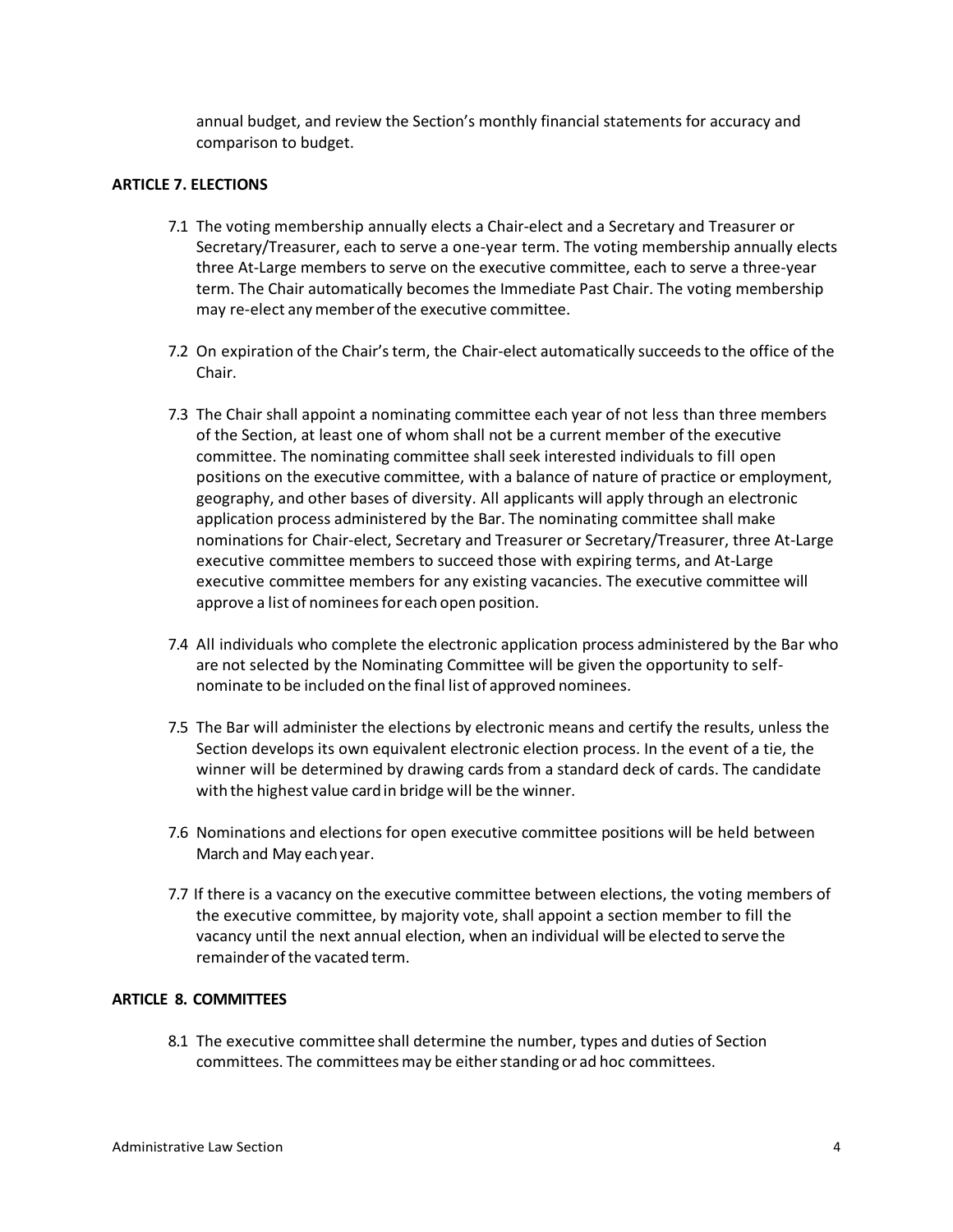annual budget, and review the Section's monthly financial statements for accuracy and comparison to budget.

**ARTICLE 7. ELECTIONS**

7.1 The voting membership annually elects a Chair-elect and a Secretary and Treasurer or Secretary/Treasurer, each to serve a one-year term. The voting membership annually elects three At-Large members to serve on the executive committee, each to serve a three-year term. The Chair automatically becomes the Immediate Past Chair. The voting membership may re-elect any member of the executive committee.

7.2 On expiration of the Chair's term, the Chair-elect automatically succeeds to the office of the Chair.

7.3 The Chair shall appoint a nominating committee each year of not less than three members of the Section, at least one of whom shall not be a current member of the executive committee. The nominating committee shall seek interested individuals to fill open positions on the executive committee, with a balance of nature of practice or employment, geography, and other bases of diversity. All applicants will apply through an electronic application process administered by the Bar. The nominating committee shall make nominations for Chair-elect, Secretary and Treasurer or Secretary/Treasurer, three At-Large executive committee members to succeed those with expiring terms, and At-Large executive committee members for any existing vacancies. The executive committee will approve a list of nominees for each open position.

7.4 All individuals who complete the electronic application process administered by the Bar who are not selected by the Nominating Committee will be given the opportunity to self-nominate to be included on the final list of approved nominees.

7.5 The Bar will administer the elections by electronic means and certify the results, unless the Section develops its own equivalent electronic election process. In the event of a tie, the winner will be determined by drawing cards from a standard deck of cards. The candidate with the highest value card in bridge will be the winner.

7.6 Nominations and elections for open executive committee positions will be held between March and May each year.

7.7 If there is a vacancy on the executive committee between elections, the voting members of the executive committee, by majority vote, shall appoint a section member to fill the vacancy until the next annual election, when an individual will be elected to serve the remainder of the vacated term.

**ARTICLE 8. COMMITTEES**

8.1 The executive committee shall determine the number, types and duties of Section committees. The committees may be either standing or ad hoc committees.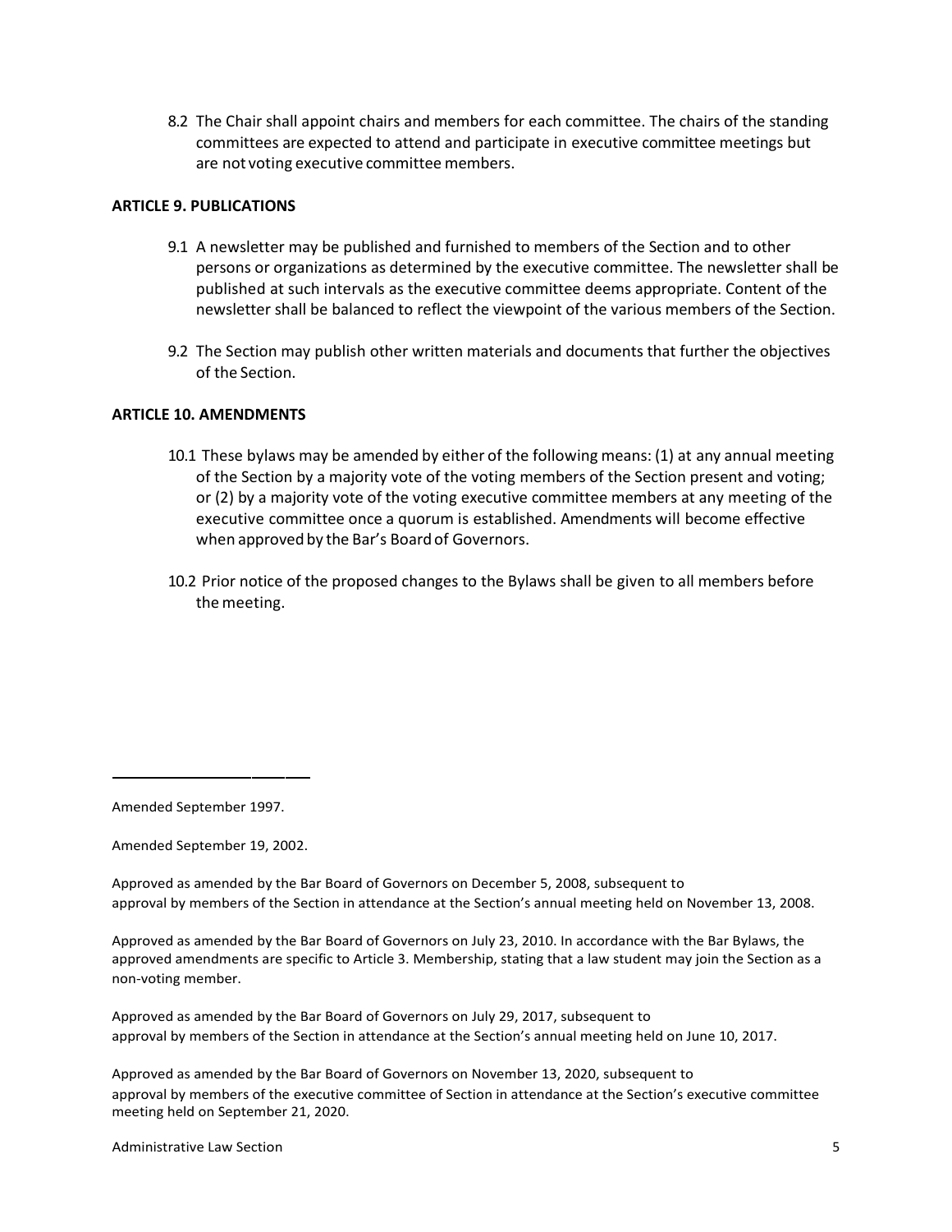8.2 The Chair shall appoint chairs and members for each committee. The chairs of the standing committees are expected to attend and participate in executive committee meetings but are not voting executive committee members.

**ARTICLE 9. PUBLICATIONS**

9.1 A newsletter may be published and furnished to members of the Section and to other persons or organizations as determined by the executive committee. The newsletter shall be published at such intervals as the executive committee deems appropriate. Content of the newsletter shall be balanced to reflect the viewpoint of the various members of the Section.

9.2 The Section may publish other written materials and documents that further the objectives of the Section.

**ARTICLE 10. AMENDMENTS**

10.1 These bylaws may be amended by either of the following means: (1) at any annual meeting of the Section by a majority vote of the voting members of the Section present and voting; or (2) by a majority vote of the voting executive committee members at any meeting of the executive committee once a quorum is established. Amendments will become effective when approved by the Bar's Board of Governors.

10.2 Prior notice of the proposed changes to the Bylaws shall be given to all members before the meeting.

---

Amended September 1997.

Amended September 19, 2002.

Approved as amended by the Bar Board of Governors on December 5, 2008, subsequent to approval by members of the Section in attendance at the Section's annual meeting held on November 13, 2008.

Approved as amended by the Bar Board of Governors on July 23, 2010. In accordance with the Bar Bylaws, the approved amendments are specific to Article 3. Membership, stating that a law student may join the Section as a non-voting member.

Approved as amended by the Bar Board of Governors on July 29, 2017, subsequent to approval by members of the Section in attendance at the Section's annual meeting held on June 10, 2017.

Approved as amended by the Bar Board of Governors on November 13, 2020, subsequent to approval by members of the executive committee of Section in attendance at the Section's executive committee meeting held on September 21, 2020.